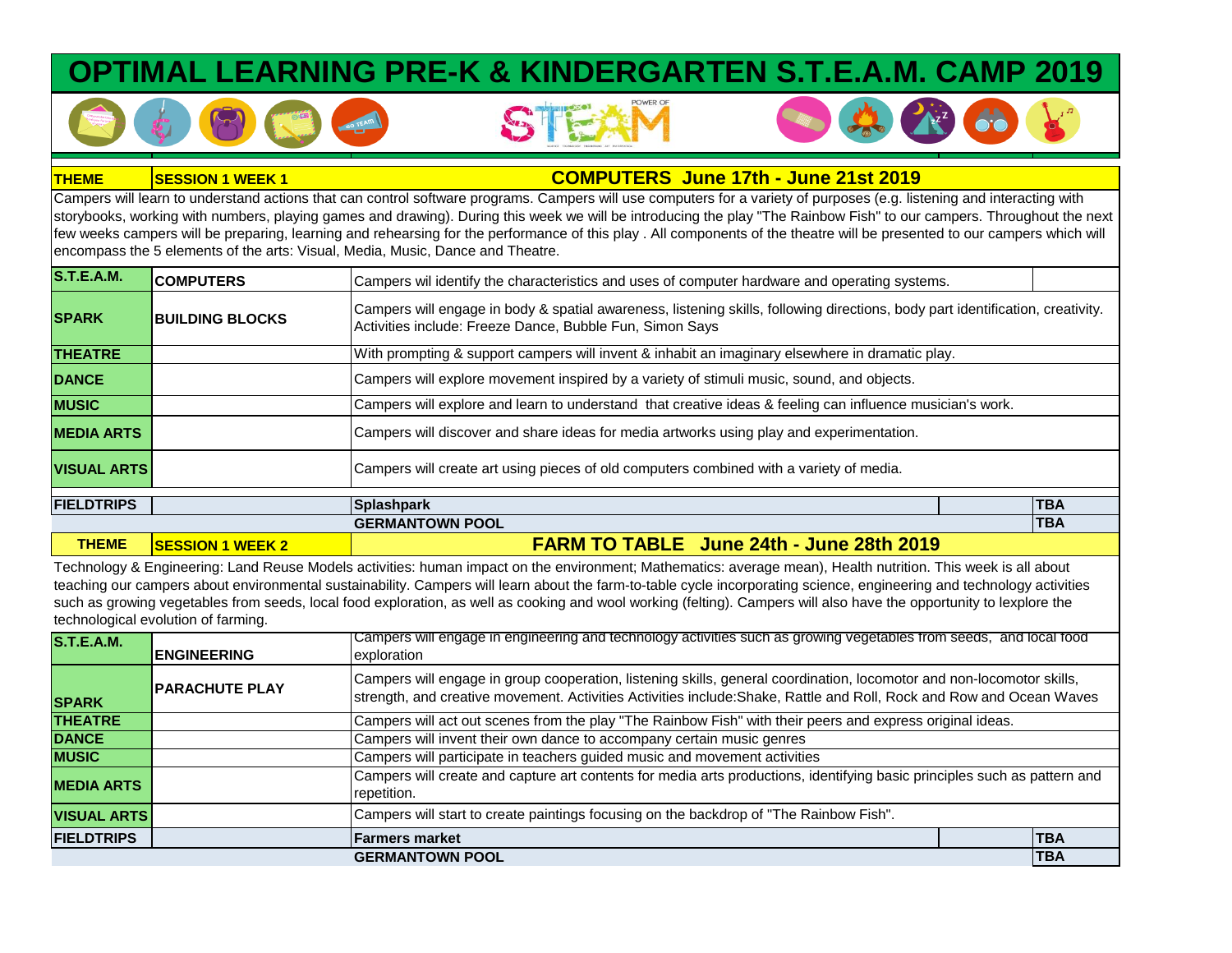# OPTIMAL LEARNING PRE-K & KINDERGARTEN S.T.E.A.M. CAMP 2019

| THEME | SESSION 1 WEEK 1 | COMPUTERS June 17th - June 21st 2019 | | |
|---|---|---|---|---|
| Campers will learn to understand actions that can control software programs. Campers will use computers for a variety of purposes (e.g. listening and interacting with storybooks, working with numbers, playing games and drawing). During this week we will be introducing the play "The Rainbow Fish" to our campers. Throughout the next few weeks campers will be preparing, learning and rehearsing for the performance of this play . All components of the theatre will be presented to our campers which will encompass the 5 elements of the arts: Visual, Media, Music, Dance and Theatre. | | | | |
| S.T.E.A.M. | COMPUTERS | Campers wil identify the characteristics and uses of computer hardware and operating systems. | | |
| SPARK | BUILDING BLOCKS | Campers will engage in body & spatial awareness, listening skills, following directions, body part identification, creativity. Activities include: Freeze Dance, Bubble Fun, Simon Says | | |
| THEATRE | | With prompting & support campers will invent & inhabit an imaginary elsewhere in dramatic play. | | |
| DANCE | | Campers will explore movement inspired by a variety of stimuli music, sound, and objects. | | |
| MUSIC | | Campers will explore and learn to understand that creative ideas & feeling can influence musician's work. | | |
| MEDIA ARTS | | Campers will discover and share ideas for media artworks using play and experimentation. | | |
| VISUAL ARTS | | Campers will create art using pieces of old computers combined with a variety of media. | | |
| FIELDTRIPS | | Splashpark | | TBA |
| | | GERMANTOWN POOL | | TBA |

| THEME | SESSION 1 WEEK 2 | FARM TO TABLE June 24th - June 28th 2019 | | |
|---|---|---|---|---|
| Technology & Engineering: Land Reuse Models activities: human impact on the environment; Mathematics: average mean), Health nutrition. This week is all about teaching our campers about environmental sustainability. Campers will learn about the farm-to-table cycle incorporating science, engineering and technology activities such as growing vegetables from seeds, local food exploration, as well as cooking and wool working (felting). Campers will also have the opportunity to lexplore the technological evolution of farming. | | | | |
| S.T.E.A.M. | ENGINEERING | Campers will engage in engineering and technology activities such as growing vegetables from seeds, and local food exploration | | |
| SPARK | PARACHUTE PLAY | Campers will engage in group cooperation, listening skills, general coordination, locomotor and non-locomotor skills, strength, and creative movement. Activities Activities include:Shake, Rattle and Roll, Rock and Row and Ocean Waves | | |
| THEATRE | | Campers will act out scenes from the play "The Rainbow Fish" with their peers and express original ideas. | | |
| DANCE | | Campers will invent their own dance to accompany certain music genres | | |
| MUSIC | | Campers will participate in teachers guided music and movement activities | | |
| MEDIA ARTS | | Campers will create and capture art contents for media arts productions, identifying basic principles such as pattern and repetition. | | |
| VISUAL ARTS | | Campers will start to create paintings focusing on the backdrop of "The Rainbow Fish". | | |
| FIELDTRIPS | | Farmers market | | TBA |
| | | GERMANTOWN POOL | | TBA |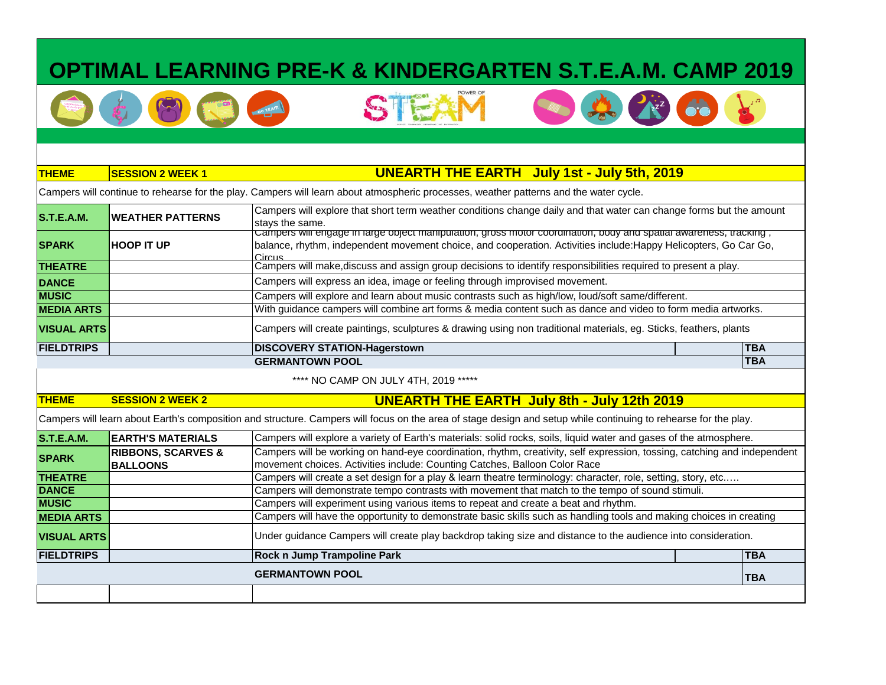# OPTIMAL LEARNING PRE-K & KINDERGARTEN S.T.E.A.M. CAMP 2019

| **THEME** | **SESSION 2 WEEK 1** | **UNEARTH THE EARTH July 1st - July 5th, 2019** | | |
|---|---|---|---|---|
| Campers will continue to rehearse for the play. Campers will learn about atmospheric processes, weather patterns and the water cycle. | | | | |
| **S.T.E.A.M.** | **WEATHER PATTERNS** | Campers will explore that short term weather conditions change daily and that water can change forms but the amount stays the same. | | |
| **SPARK** | **HOOP IT UP** | Campers will engage in large object manipulation, gross motor coordination, body and spatial awareness, tracking, balance, rhythm, independent movement choice, and cooperation. Activities include:Happy Helicopters, Go Car Go, Circus | | |
| **THEATRE** | | Campers will make,discuss and assign group decisions to identify responsibilities required to present a play. | | |
| **DANCE** | | Campers will express an idea, image or feeling through improvised movement. | | |
| **MUSIC** | | Campers will explore and learn about music contrasts such as high/low, loud/soft same/different. | | |
| **MEDIA ARTS** | | With guidance campers will combine art forms & media content such as dance and video to form media artworks. | | |
| **VISUAL ARTS** | | Campers will create paintings, sculptures & drawing using non traditional materials, eg. Sticks, feathers, plants | | |
| **FIELDTRIPS** | | **DISCOVERY STATION-Hagerstown** | | **TBA** |
| | | **GERMANTOWN POOL** | | **TBA** |

**** NO CAMP ON JULY 4TH, 2019 *****

| **THEME** | **SESSION 2 WEEK 2** | **UNEARTH THE EARTH July 8th - July 12th 2019** | | |
|---|---|---|---|---|
| Campers will learn about Earth's composition and structure. Campers will focus on the area of stage design and setup while continuing to rehearse for the play. | | | | |
| **S.T.E.A.M.** | **EARTH'S MATERIALS** | Campers will explore a variety of Earth's materials: solid rocks, soils, liquid water and gases of the atmosphere. | | |
| **SPARK** | **RIBBONS, SCARVES & BALLOONS** | Campers will be working on hand-eye coordination, rhythm, creativity, self expression, tossing, catching and independent movement choices. Activities include: Counting Catches, Balloon Color Race | | |
| **THEATRE** | | Campers will create a set design for a play & learn theatre terminology: character, role, setting, story, etc..... | | |
| **DANCE** | | Campers will demonstrate tempo contrasts with movement that match to the tempo of sound stimuli. | | |
| **MUSIC** | | Campers will experiment using various items to repeat and create a beat and rhythm. | | |
| **MEDIA ARTS** | | Campers will have the opportunity to demonstrate basic skills such as handling tools and making choices in creating | | |
| **VISUAL ARTS** | | Under guidance Campers will create play backdrop taking size and distance to the audience into consideration. | | |
| **FIELDTRIPS** | | **Rock n Jump Trampoline Park** | | **TBA** |
| | | **GERMANTOWN POOL** | | **TBA** |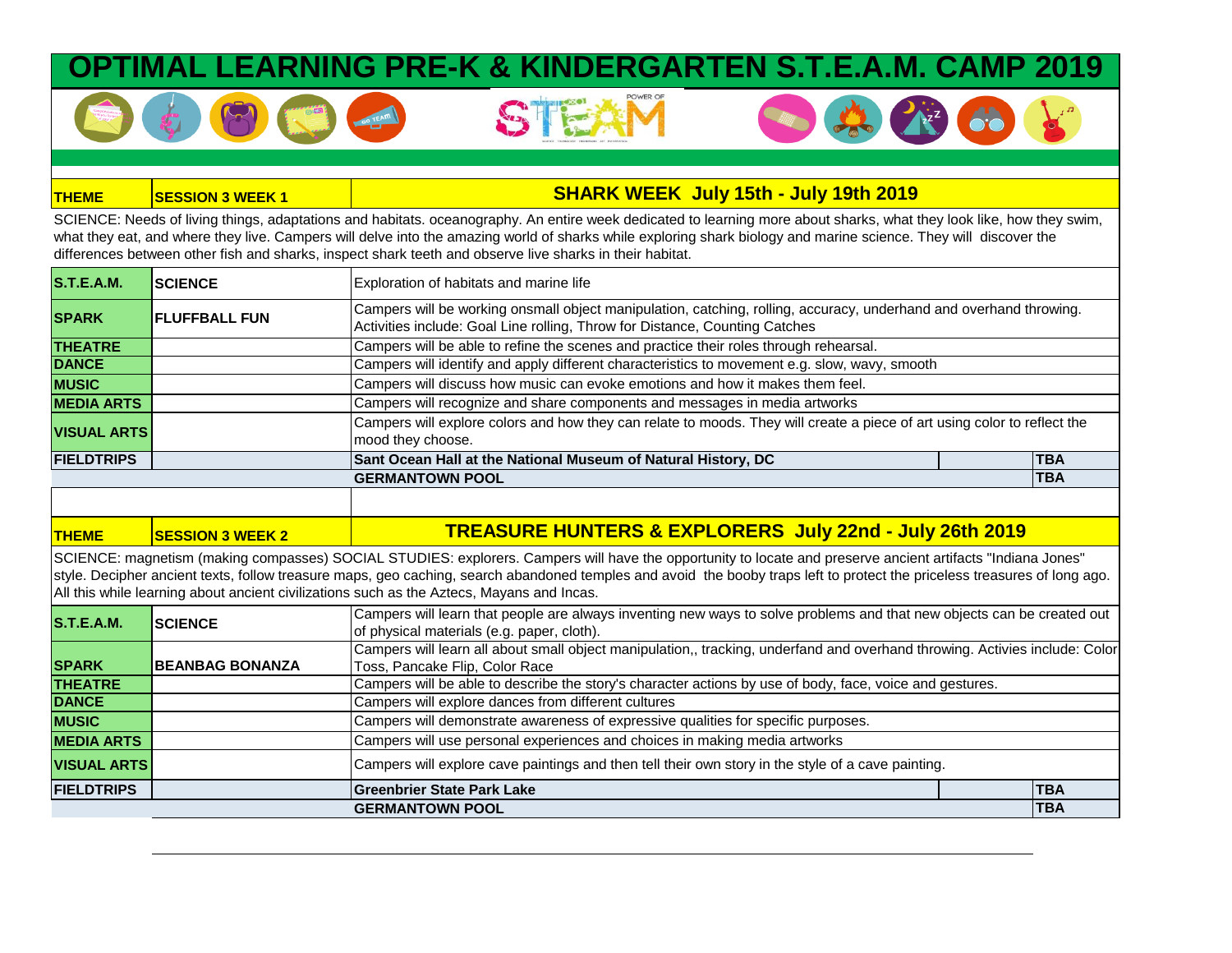# OPTIMAL LEARNING PRE-K & KINDERGARTEN S.T.E.A.M. CAMP 2019

| THEME | SESSION 3 WEEK 1 | SHARK WEEK July 15th - July 19th 2019 | |
|---|---|---|---|
| SCIENCE: Needs of living things, adaptations and habitats. oceanography. An entire week dedicated to learning more about sharks, what they look like, how they swim, what they eat, and where they live. Campers will delve into the amazing world of sharks while exploring shark biology and marine science. They will discover the differences between other fish and sharks, inspect shark teeth and observe live sharks in their habitat. | | | |
| S.T.E.A.M. | SCIENCE | Exploration of habitats and marine life | |
| SPARK | FLUFFBALL FUN | Campers will be working onsmall object manipulation, catching, rolling, accuracy, underhand and overhand throwing. Activities include: Goal Line rolling, Throw for Distance, Counting Catches | |
| THEATRE | | Campers will be able to refine the scenes and practice their roles through rehearsal. | |
| DANCE | | Campers will identify and apply different characteristics to movement e.g. slow, wavy, smooth | |
| MUSIC | | Campers will discuss how music can evoke emotions and how it makes them feel. | |
| MEDIA ARTS | | Campers will recognize and share components and messages in media artworks | |
| VISUAL ARTS | | Campers will explore colors and how they can relate to moods. They will create a piece of art using color to reflect the mood they choose. | |
| FIELDTRIPS | | Sant Ocean Hall at the National Museum of Natural History, DC | TBA |
| | | GERMANTOWN POOL | TBA |

| THEME | SESSION 3 WEEK 2 | TREASURE HUNTERS & EXPLORERS July 22nd - July 26th 2019 | |
|---|---|---|---|
| SCIENCE: magnetism (making compasses) SOCIAL STUDIES: explorers. Campers will have the opportunity to locate and preserve ancient artifacts "Indiana Jones" style. Decipher ancient texts, follow treasure maps, geo caching, search abandoned temples and avoid the booby traps left to protect the priceless treasures of long ago. All this while learning about ancient civilizations such as the Aztecs, Mayans and Incas. | | | |
| S.T.E.A.M. | SCIENCE | Campers will learn that people are always inventing new ways to solve problems and that new objects can be created out of physical materials (e.g. paper, cloth). | |
| SPARK | BEANBAG BONANZA | Campers will learn all about small object manipulation,, tracking, underfand and overhand throwing. Activies include: Color Toss, Pancake Flip, Color Race | |
| THEATRE | | Campers will be able to describe the story's character actions by use of body, face, voice and gestures. | |
| DANCE | | Campers will explore dances from different cultures | |
| MUSIC | | Campers will demonstrate awareness of expressive qualities for specific purposes. | |
| MEDIA ARTS | | Campers will use personal experiences and choices in making media artworks | |
| VISUAL ARTS | | Campers will explore cave paintings and then tell their own story in the style of a cave painting. | |
| FIELDTRIPS | | Greenbrier State Park Lake | TBA |
| | | GERMANTOWN POOL | TBA |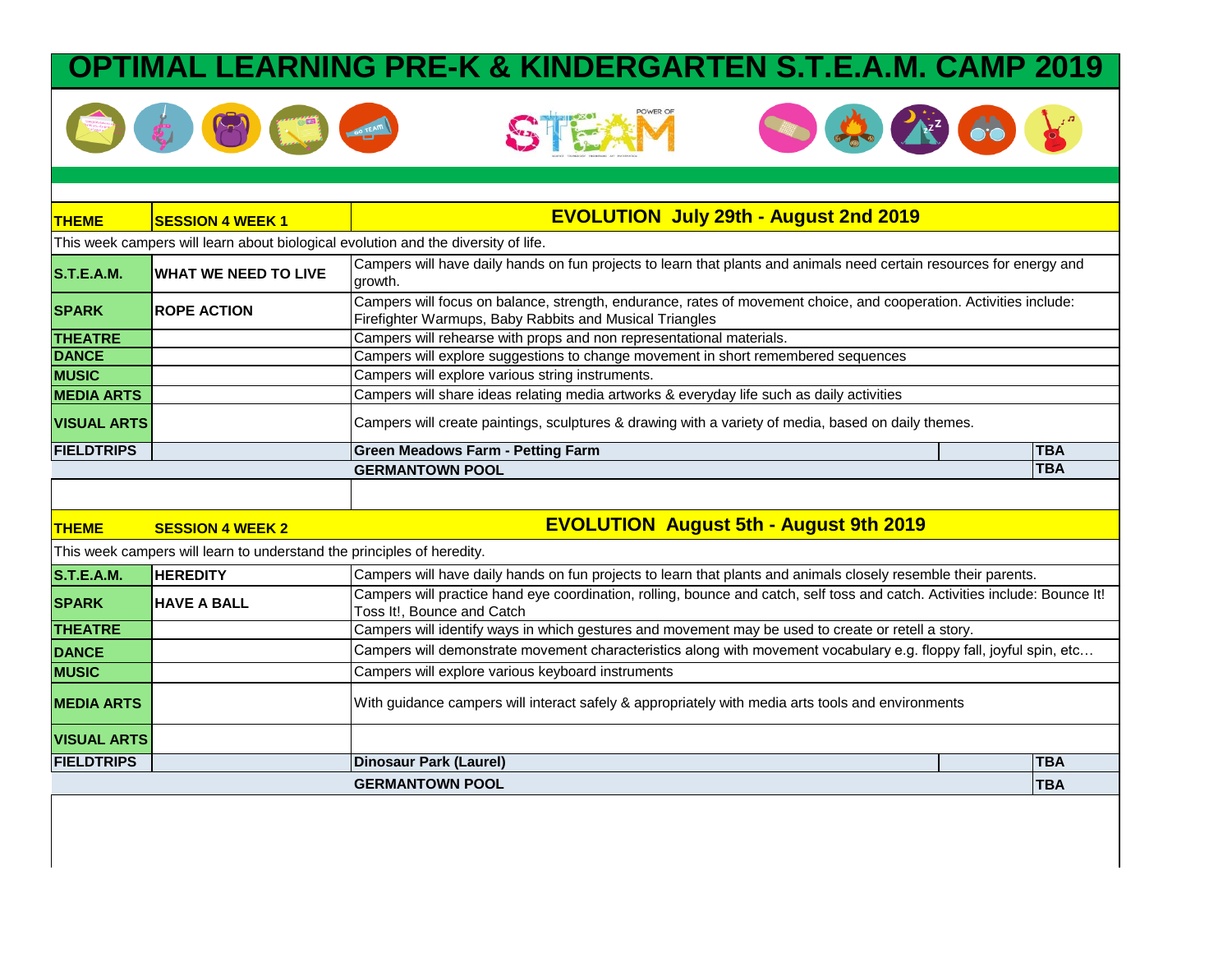# OPTIMAL LEARNING PRE-K & KINDERGARTEN S.T.E.A.M. CAMP 2019

| **THEME** | **SESSION 4 WEEK 1** | **EVOLUTION July 29th - August 2nd 2019** | | |
|---|---|---|---|---|
| This week campers will learn about biological evolution and the diversity of life. | | | | |
| **S.T.E.A.M.** | **WHAT WE NEED TO LIVE** | Campers will have daily hands on fun projects to learn that plants and animals need certain resources for energy and growth. | | |
| **SPARK** | **ROPE ACTION** | Campers will focus on balance, strength, endurance, rates of movement choice, and cooperation. Activities include: Firefighter Warmups, Baby Rabbits and Musical Triangles | | |
| **THEATRE** | | Campers will rehearse with props and non representational materials. | | |
| **DANCE** | | Campers will explore suggestions to change movement in short remembered sequences | | |
| **MUSIC** | | Campers will explore various string instruments. | | |
| **MEDIA ARTS** | | Campers will share ideas relating media artworks & everyday life such as daily activities | | |
| **VISUAL ARTS** | | Campers will create paintings, sculptures & drawing with a variety of media, based on daily themes. | | |
| **FIELDTRIPS** | | **Green Meadows Farm - Petting Farm** | | **TBA** |
| | | **GERMANTOWN POOL** | | **TBA** |

| **THEME** | **SESSION 4 WEEK 2** | **EVOLUTION August 5th - August 9th 2019** | | |
|---|---|---|---|---|
| This week campers will learn to understand the principles of heredity. | | | | |
| **S.T.E.A.M.** | **HEREDITY** | Campers will have daily hands on fun projects to learn that plants and animals closely resemble their parents. | | |
| **SPARK** | **HAVE A BALL** | Campers will practice hand eye coordination, rolling, bounce and catch, self toss and catch. Activities include: Bounce It! Toss It!, Bounce and Catch | | |
| **THEATRE** | | Campers will identify ways in which gestures and movement may be used to create or retell a story. | | |
| **DANCE** | | Campers will demonstrate movement characteristics along with movement vocabulary e.g. floppy fall, joyful spin, etc… | | |
| **MUSIC** | | Campers will explore various keyboard instruments | | |
| **MEDIA ARTS** | | With guidance campers will interact safely & appropriately with media arts tools and environments | | |
| **VISUAL ARTS** | | | | |
| **FIELDTRIPS** | | **Dinosaur Park (Laurel)** | | **TBA** |
| | | **GERMANTOWN POOL** | | **TBA** |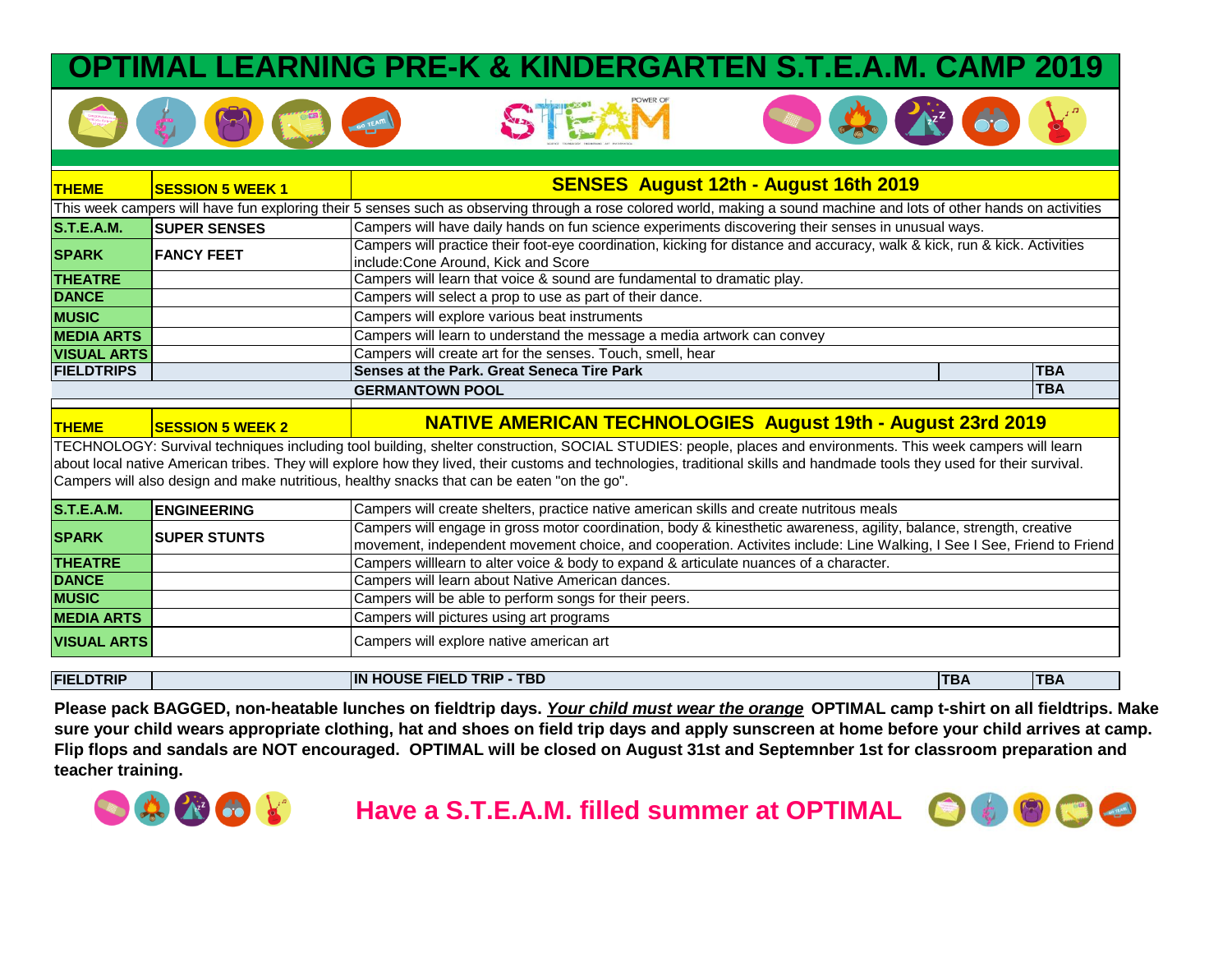# OPTIMAL LEARNING PRE-K & KINDERGARTEN S.T.E.A.M. CAMP 2019

| | | | | |
|---|---|---|---|---|
| **THEME** | **SESSION 5 WEEK 1** | **SENSES August 12th - August 16th 2019** | | |
| This week campers will have fun exploring their 5 senses such as observing through a rose colored world, making a sound machine and lots of other hands on activities | | | | |
| **S.T.E.A.M.** | **SUPER SENSES** | Campers will have daily hands on fun science experiments discovering their senses in unusual ways. | | |
| **SPARK** | **FANCY FEET** | Campers will practice their foot-eye coordination, kicking for distance and accuracy, walk & kick, run & kick. Activities include:Cone Around, Kick and Score | | |
| **THEATRE** | | Campers will learn that voice & sound are fundamental to dramatic play. | | |
| **DANCE** | | Campers will select a prop to use as part of their dance. | | |
| **MUSIC** | | Campers will explore various beat instruments | | |
| **MEDIA ARTS** | | Campers will learn to understand the message a media artwork can convey | | |
| **VISUAL ARTS** | | Campers will create art for the senses. Touch, smell, hear | | |
| **FIELDTRIPS** | | **Senses at the Park. Great Seneca Tire Park** | | **TBA** |
| | | **GERMANTOWN POOL** | | **TBA** |
| **THEME** | **SESSION 5 WEEK 2** | **NATIVE AMERICAN TECHNOLOGIES August 19th - August 23rd 2019** | | |
| TECHNOLOGY: Survival techniques including tool building, shelter construction, SOCIAL STUDIES: people, places and environments. This week campers will learn about local native American tribes. They will explore how they lived, their customs and technologies, traditional skills and handmade tools they used for their survival. Campers will also design and make nutritious, healthy snacks that can be eaten "on the go". | | | | |
| **S.T.E.A.M.** | **ENGINEERING** | Campers will create shelters, practice native american skills and create nutritous meals | | |
| **SPARK** | **SUPER STUNTS** | Campers will engage in gross motor coordination, body & kinesthetic awareness, agility, balance, strength, creative movement, independent movement choice, and cooperation. Activites include: Line Walking, I See I See, Friend to Friend | | |
| **THEATRE** | | Campers willlearn to alter voice & body to expand & articulate nuances of a character. | | |
| **DANCE** | | Campers will learn about Native American dances. | | |
| **MUSIC** | | Campers will be able to perform songs for their peers. | | |
| **MEDIA ARTS** | | Campers will pictures using art programs | | |
| **VISUAL ARTS** | | Campers will explore native american art | | |
| **FIELDTRIP** | | **IN HOUSE FIELD TRIP - TBD** | **TBA** | **TBA** |

**Please pack BAGGED, non-heatable lunches on fieldtrip days. *Your child must wear the orange* OPTIMAL camp t-shirt on all fieldtrips. Make sure your child wears appropriate clothing, hat and shoes on field trip days and apply sunscreen at home before your child arrives at camp. Flip flops and sandals are NOT encouraged. OPTIMAL will be closed on August 31st and Septemnber 1st for classroom preparation and teacher training.**

**Have a S.T.E.A.M. filled summer at OPTIMAL**